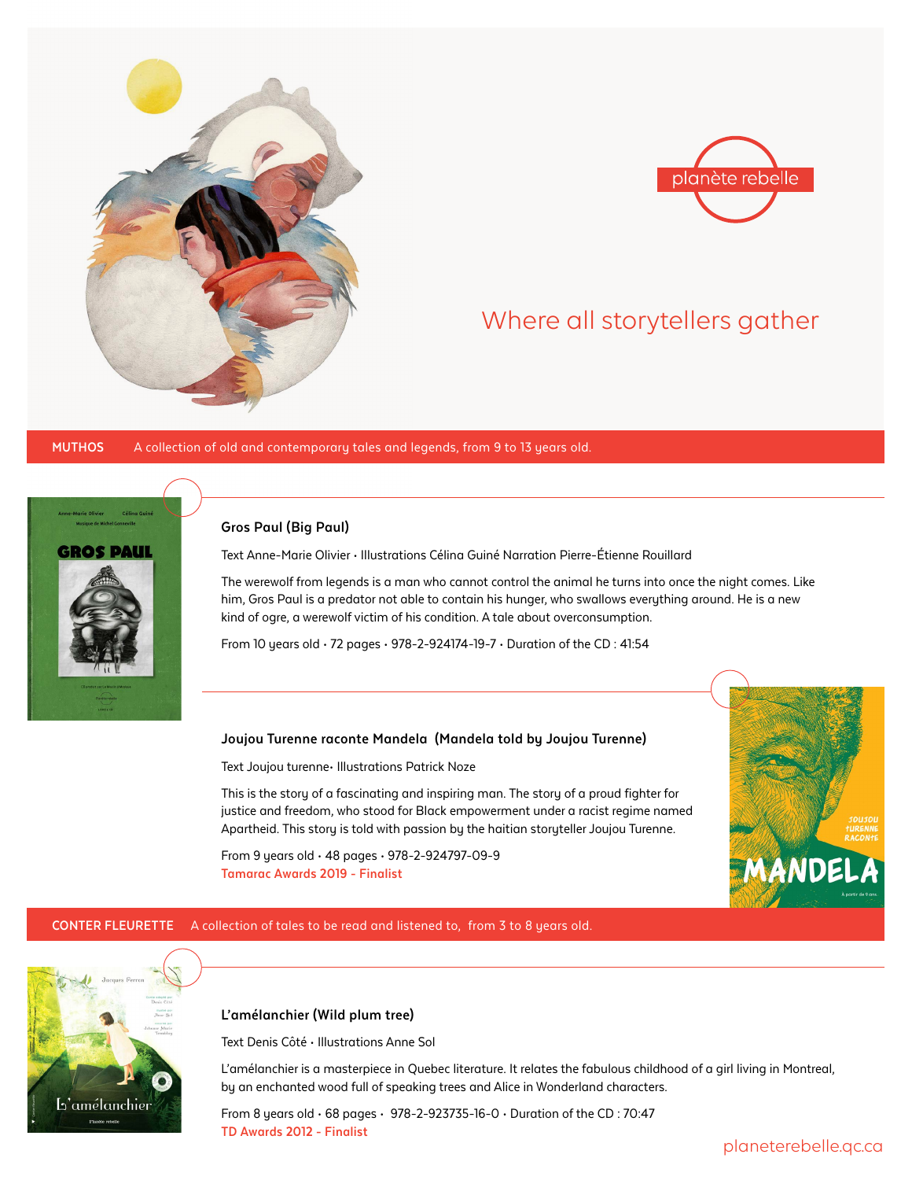planète rebelle

## Where all storytellers gather

**MUTHOS** A collection of old and contemporary tales and legends, from 9 to 13 years old.

### Gros Paul (Big Paul)

Text Anne-Marie Olivier • Illustrations Célina Guiné Narration Pierre-Étienne Rouillard

The werewolf from legends is a man who cannot control the animal he turns into once the night comes. Like him, Gros Paul is a predator not able to contain his hunger, who swallows everything around. He is a new kind of ogre, a werewolf victim of his condition. A tale about overconsumption.

From 10 years old • 72 pages • 978-2-924174-19-7 • Duration of the CD : 41:54

### Joujou Turenne raconte Mandela (Mandela told by Joujou Turenne)

Text Joujou turenne• Illustrations Patrick Noze

This is the story of a fascinating and inspiring man. The story of a proud fighter for justice and freedom, who stood for Black empowerment under a racist regime named Apartheid. This story is told with passion by the haitian storyteller Joujou Turenne.

From 9 years old • 48 pages • 978-2-924797-09-9

Tamarac Awards 2019 - Finalist

**CONTER FLEURETTE** A collection of tales to be read and listened to, from 3 to 8 years old.

### L'amélanchier (Wild plum tree)

Text Denis Côté • Illustrations Anne Sol

L'amélanchier is a masterpiece in Quebec literature. It relates the fabulous childhood of a girl living in Montreal, by an enchanted wood full of speaking trees and Alice in Wonderland characters.

From 8 years old • 68 pages • 978-2-923735-16-0 • Duration of the CD : 70:47

TD Awards 2012 - Finalist

planeterebelle.qc.ca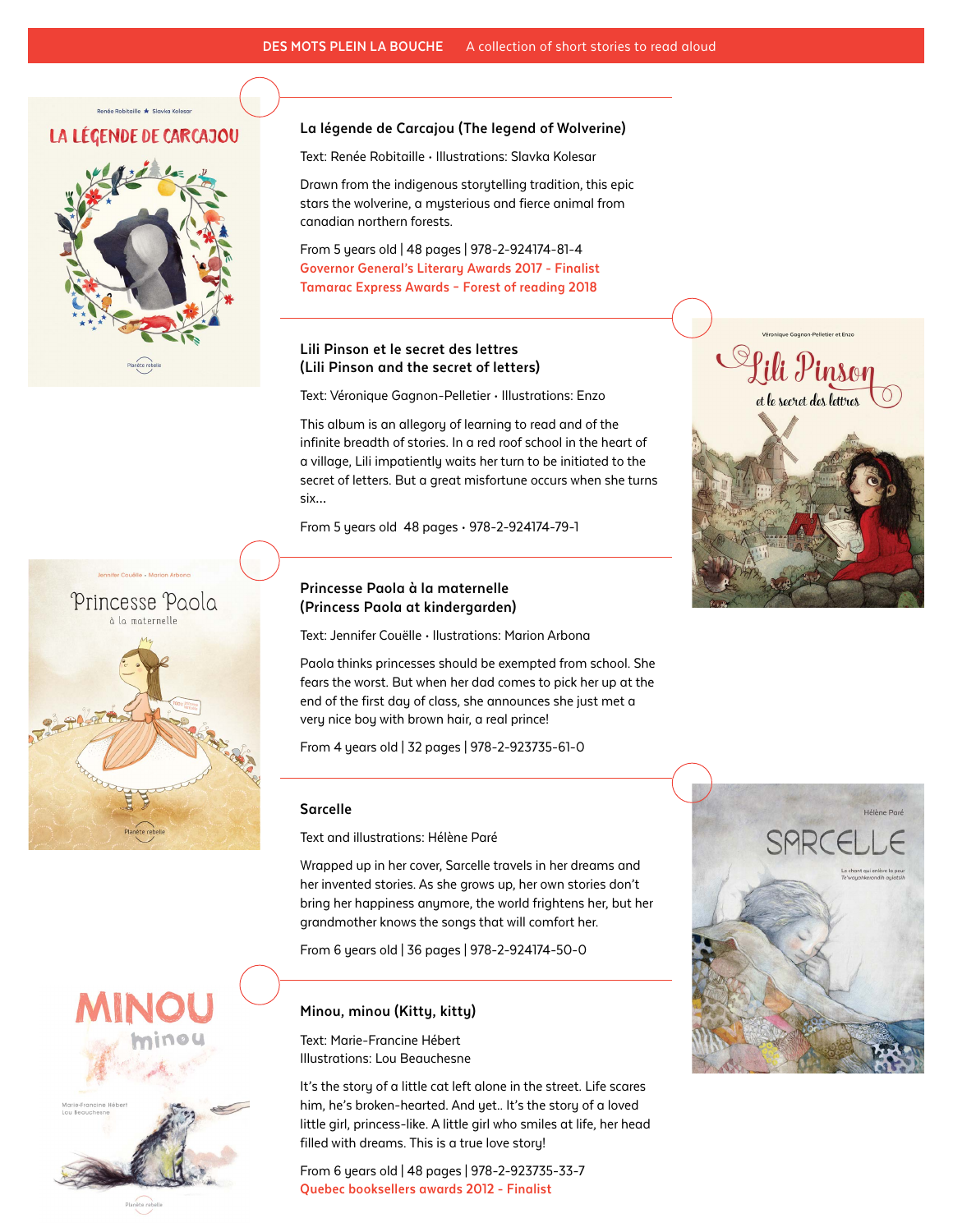**DES MOTS PLEIN LA BOUCHE** A collection of short stories to read aloud

### La légende de Carcajou (The legend of Wolverine)

Text: Renée Robitaille • Illustrations: Slavka Kolesar

Drawn from the indigenous storytelling tradition, this epic stars the wolverine, a mysterious and fierce animal from canadian northern forests.

From 5 years old | 48 pages | 978-2-924174-81-4
Governor General's Literary Awards 2017 - Finalist
Tamarac Express Awards - Forest of reading 2018

### Lili Pinson et le secret des lettres (Lili Pinson and the secret of letters)

Text: Véronique Gagnon-Pelletier • Illustrations: Enzo

This album is an allegory of learning to read and of the infinite breadth of stories. In a red roof school in the heart of a village, Lili impatiently waits her turn to be initiated to the secret of letters. But a great misfortune occurs when she turns six...

From 5 years old 48 pages • 978-2-924174-79-1

### Princesse Paola à la maternelle (Princess Paola at kindergarden)

Text: Jennifer Couëlle • Ilustrations: Marion Arbona

Paola thinks princesses should be exempted from school. She fears the worst. But when her dad comes to pick her up at the end of the first day of class, she announces she just met a very nice boy with brown hair, a real prince!

From 4 years old | 32 pages | 978-2-923735-61-0

### Sarcelle

Text and illustrations: Hélène Paré

Wrapped up in her cover, Sarcelle travels in her dreams and her invented stories. As she grows up, her own stories don't bring her happiness anymore, the world frightens her, but her grandmother knows the songs that will comfort her.

From 6 years old | 36 pages | 978-2-924174-50-0

### Minou, minou (Kitty, kitty)

Text: Marie-Francine Hébert
Illustrations: Lou Beauchesne

It's the story of a little cat left alone in the street. Life scares him, he's broken-hearted. And yet.. It's the story of a loved little girl, princess-like. A little girl who smiles at life, her head filled with dreams. This is a true love story!

From 6 years old | 48 pages | 978-2-923735-33-7
Quebec booksellers awards 2012 - Finalist